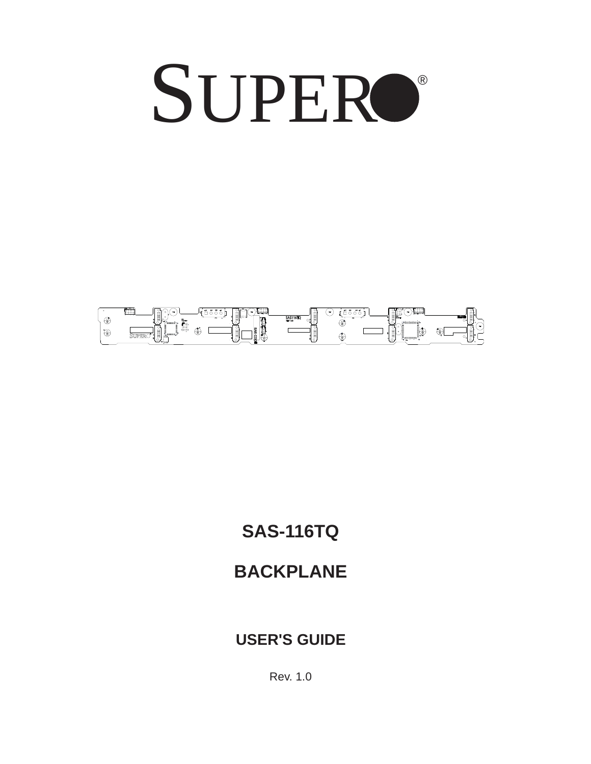# SUPERO®

# SAS-116TQ

# BACKPLANE

## USER'S GUIDE

Rev. 1.0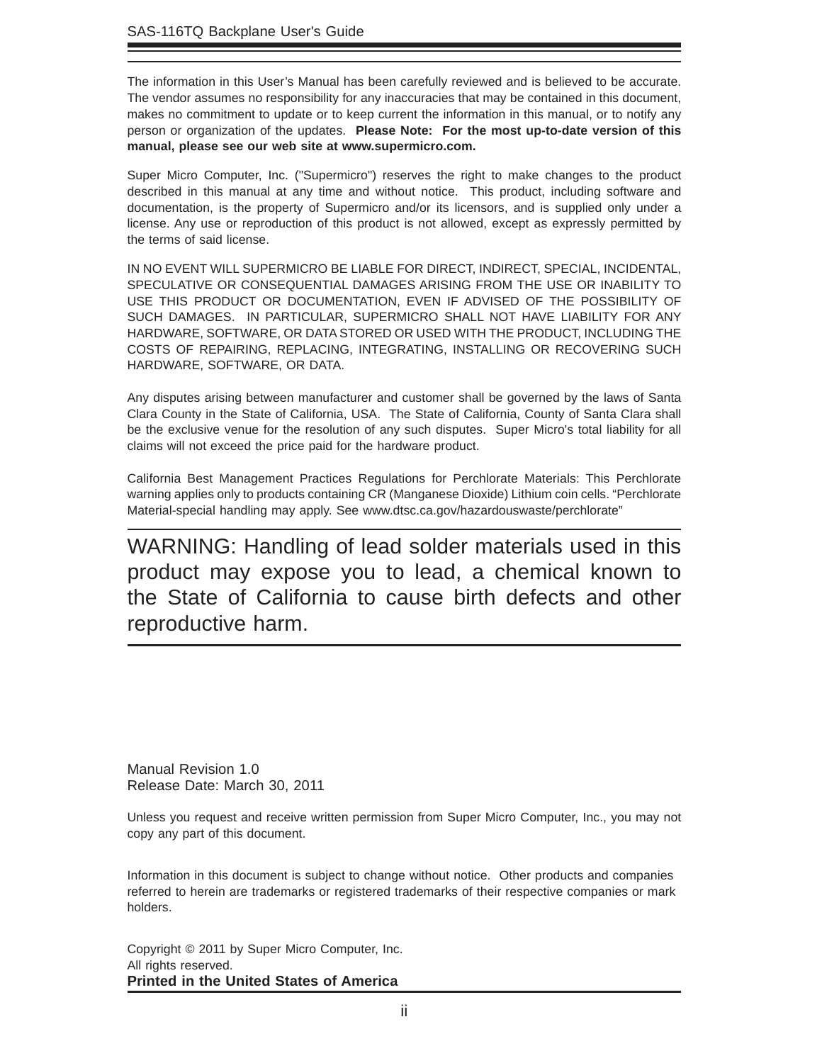The information in this User's Manual has been carefully reviewed and is believed to be accurate. The vendor assumes no responsibility for any inaccuracies that may be contained in this document, makes no commitment to update or to keep current the information in this manual, or to notify any person or organization of the updates. **Please Note: For the most up-to-date version of this manual, please see our web site at www.supermicro.com.**

Super Micro Computer, Inc. ("Supermicro") reserves the right to make changes to the product described in this manual at any time and without notice. This product, including software and documentation, is the property of Supermicro and/or its licensors, and is supplied only under a license. Any use or reproduction of this product is not allowed, except as expressly permitted by the terms of said license.

IN NO EVENT WILL SUPERMICRO BE LIABLE FOR DIRECT, INDIRECT, SPECIAL, INCIDENTAL, SPECULATIVE OR CONSEQUENTIAL DAMAGES ARISING FROM THE USE OR INABILITY TO USE THIS PRODUCT OR DOCUMENTATION, EVEN IF ADVISED OF THE POSSIBILITY OF SUCH DAMAGES. IN PARTICULAR, SUPERMICRO SHALL NOT HAVE LIABILITY FOR ANY HARDWARE, SOFTWARE, OR DATA STORED OR USED WITH THE PRODUCT, INCLUDING THE COSTS OF REPAIRING, REPLACING, INTEGRATING, INSTALLING OR RECOVERING SUCH HARDWARE, SOFTWARE, OR DATA.

Any disputes arising between manufacturer and customer shall be governed by the laws of Santa Clara County in the State of California, USA. The State of California, County of Santa Clara shall be the exclusive venue for the resolution of any such disputes. Super Micro's total liability for all claims will not exceed the price paid for the hardware product.

California Best Management Practices Regulations for Perchlorate Materials: This Perchlorate warning applies only to products containing CR (Manganese Dioxide) Lithium coin cells. "Perchlorate Material-special handling may apply. See www.dtsc.ca.gov/hazardouswaste/perchlorate"

---

WARNING: Handling of lead solder materials used in this product may expose you to lead, a chemical known to the State of California to cause birth defects and other reproductive harm.

---

Manual Revision 1.0
Release Date: March 30, 2011

Unless you request and receive written permission from Super Micro Computer, Inc., you may not copy any part of this document.

Information in this document is subject to change without notice. Other products and companies referred to herein are trademarks or registered trademarks of their respective companies or mark holders.

Copyright © 2011 by Super Micro Computer, Inc.
All rights reserved.
**Printed in the United States of America**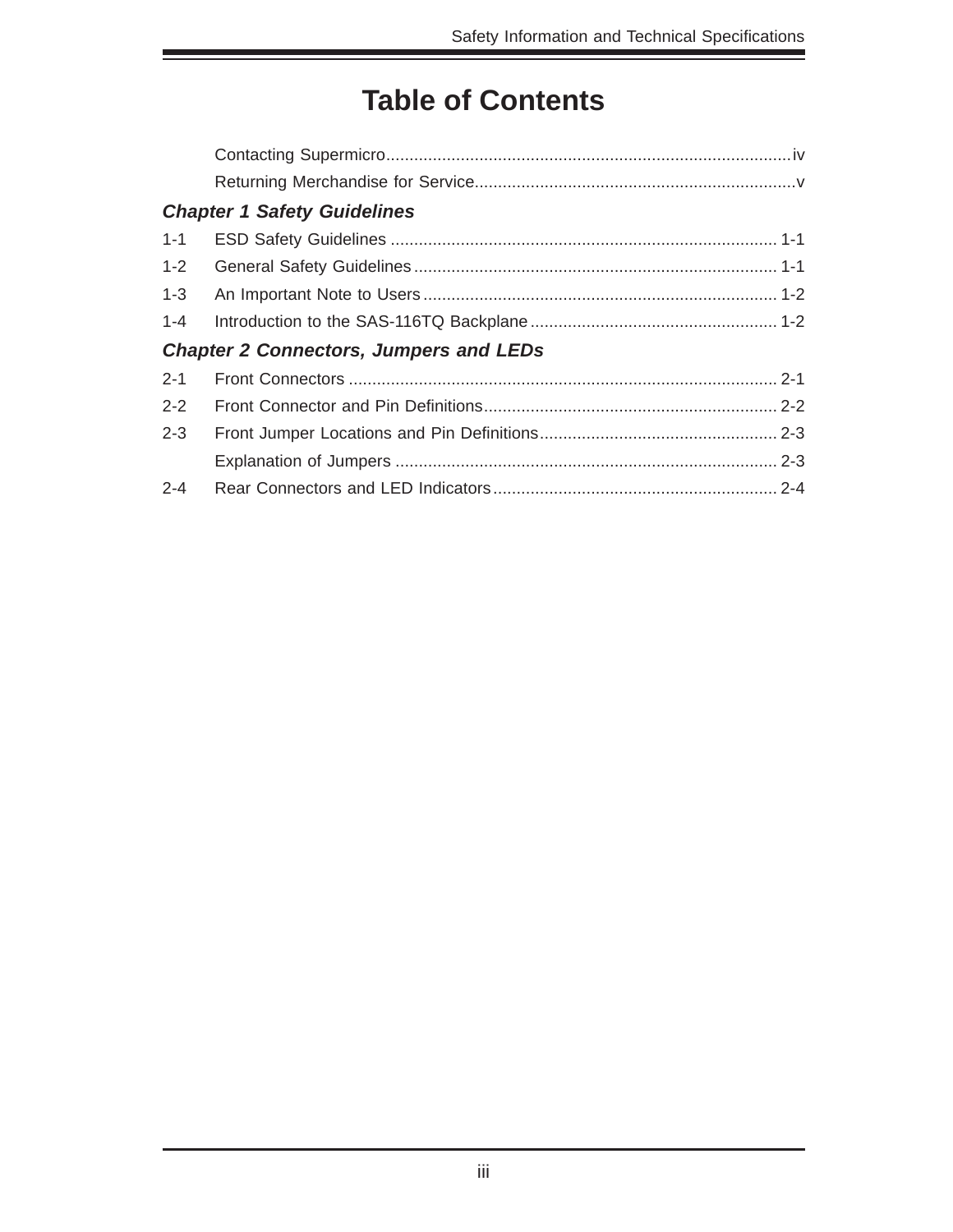# Table of Contents

Contacting Supermicro....................................................................................iv

Returning Merchandise for Service....................................................................v

### *Chapter 1 Safety Guidelines*

1-1 ESD Safety Guidelines .................................................................................. 1-1

1-2 General Safety Guidelines ............................................................................. 1-1

1-3 An Important Note to Users ............................................................................ 1-2

1-4 Introduction to the SAS-116TQ Backplane ..................................................... 1-2

### *Chapter 2 Connectors, Jumpers and LEDs*

2-1 Front Connectors ........................................................................................... 2-1

2-2 Front Connector and Pin Definitions............................................................... 2-2

2-3 Front Jumper Locations and Pin Definitions................................................... 2-3

Explanation of Jumpers ................................................................................. 2-3

2-4 Rear Connectors and LED Indicators ............................................................ 2-4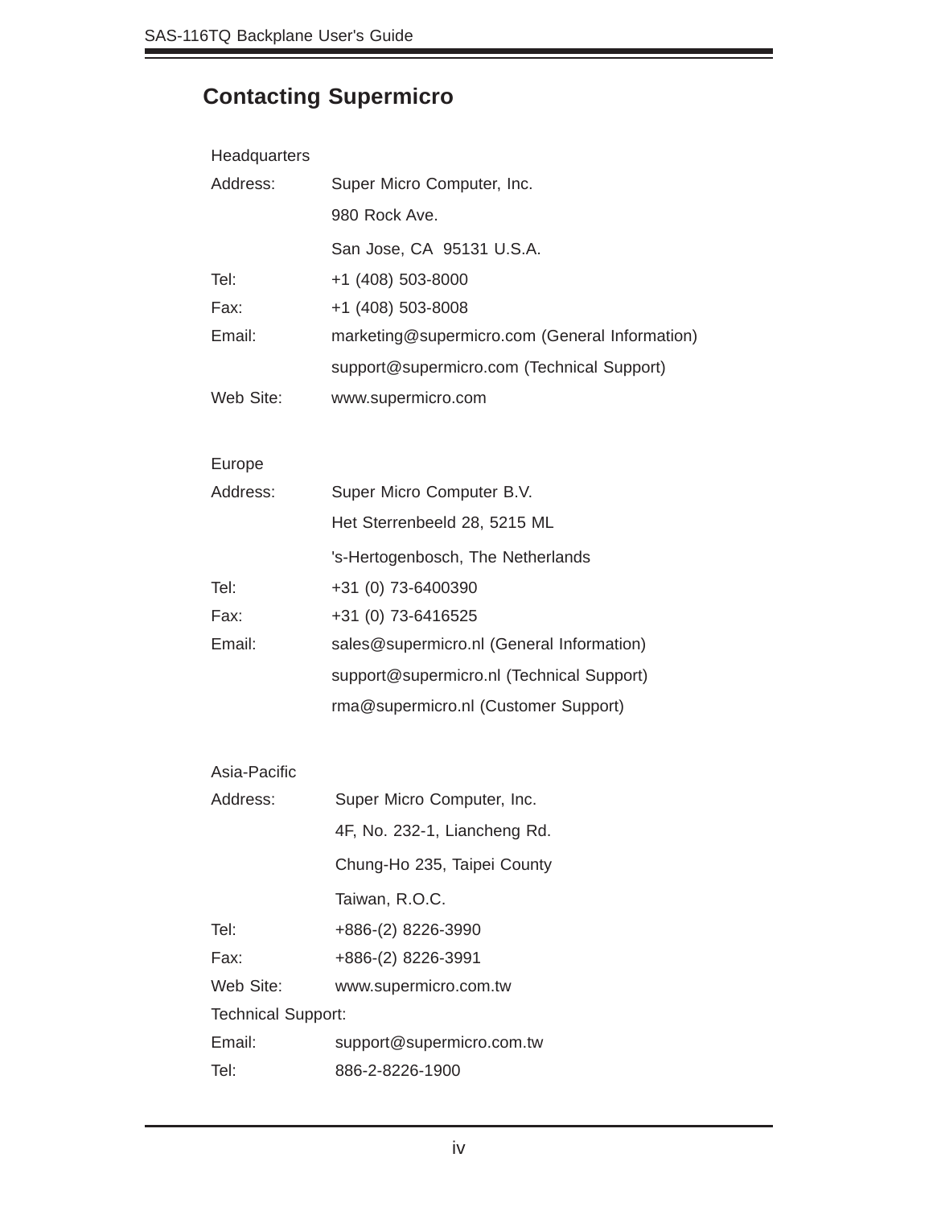## Contacting Supermicro

Headquarters

| | |
|---|---|
| Address: | Super Micro Computer, Inc. |
| | 980 Rock Ave. |
| | San Jose, CA 95131 U.S.A. |
| Tel: | +1 (408) 503-8000 |
| Fax: | +1 (408) 503-8008 |
| Email: | marketing@supermicro.com (General Information) |
| | support@supermicro.com (Technical Support) |
| Web Site: | www.supermicro.com |

Europe

| | |
|---|---|
| Address: | Super Micro Computer B.V. |
| | Het Sterrenbeeld 28, 5215 ML |
| | 's-Hertogenbosch, The Netherlands |
| Tel: | +31 (0) 73-6400390 |
| Fax: | +31 (0) 73-6416525 |
| Email: | sales@supermicro.nl (General Information) |
| | support@supermicro.nl (Technical Support) |
| | rma@supermicro.nl (Customer Support) |

Asia-Pacific

| | |
|---|---|
| Address: | Super Micro Computer, Inc. |
| | 4F, No. 232-1, Liancheng Rd. |
| | Chung-Ho 235, Taipei County |
| | Taiwan, R.O.C. |
| Tel: | +886-(2) 8226-3990 |
| Fax: | +886-(2) 8226-3991 |
| Web Site: | www.supermicro.com.tw |
| Technical Support: | |
| Email: | support@supermicro.com.tw |
| Tel: | 886-2-8226-1900 |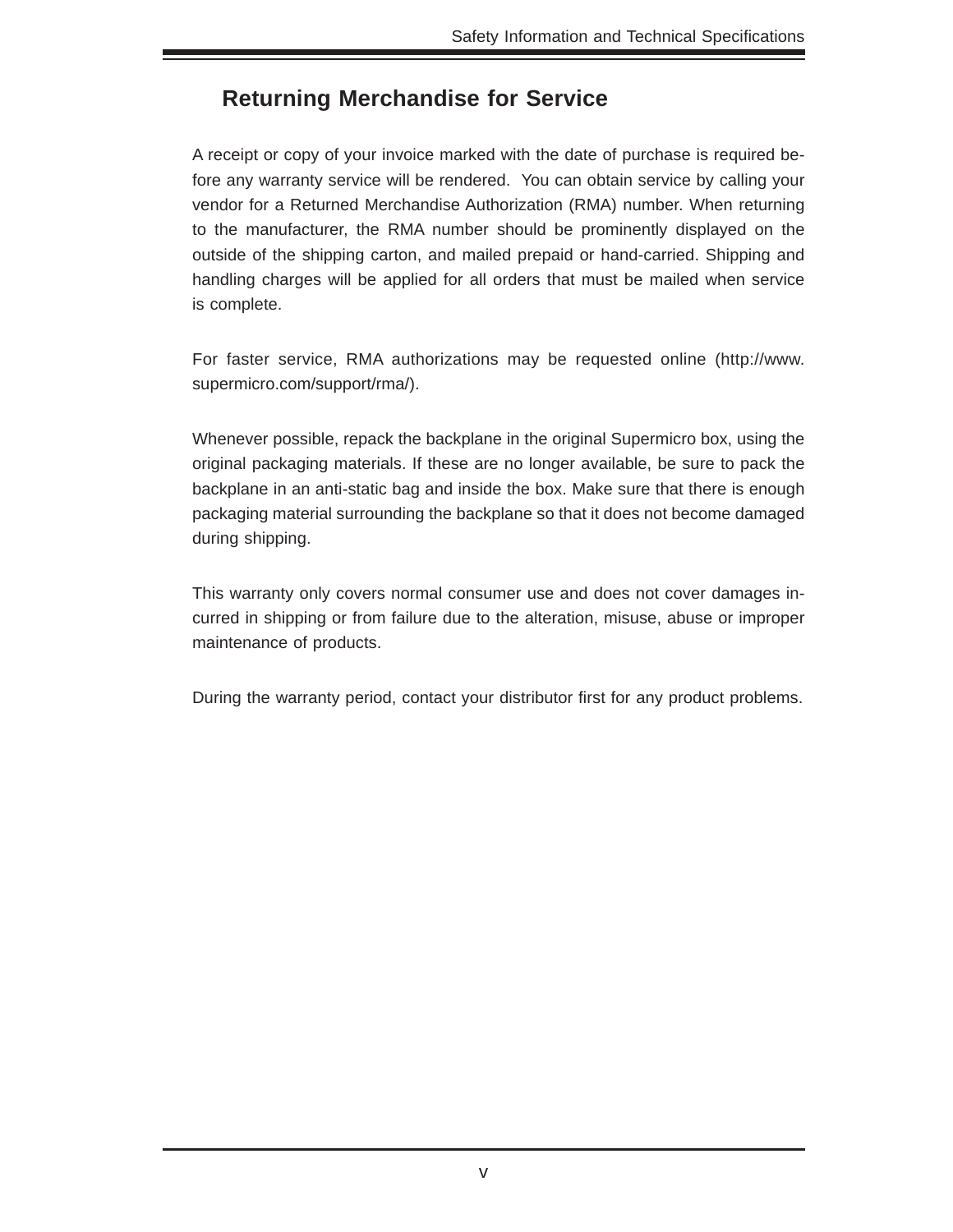## Returning Merchandise for Service

A receipt or copy of your invoice marked with the date of purchase is required before any warranty service will be rendered. You can obtain service by calling your vendor for a Returned Merchandise Authorization (RMA) number. When returning to the manufacturer, the RMA number should be prominently displayed on the outside of the shipping carton, and mailed prepaid or hand-carried. Shipping and handling charges will be applied for all orders that must be mailed when service is complete.

For faster service, RMA authorizations may be requested online (http://www.supermicro.com/support/rma/).

Whenever possible, repack the backplane in the original Supermicro box, using the original packaging materials. If these are no longer available, be sure to pack the backplane in an anti-static bag and inside the box. Make sure that there is enough packaging material surrounding the backplane so that it does not become damaged during shipping.

This warranty only covers normal consumer use and does not cover damages incurred in shipping or from failure due to the alteration, misuse, abuse or improper maintenance of products.

During the warranty period, contact your distributor first for any product problems.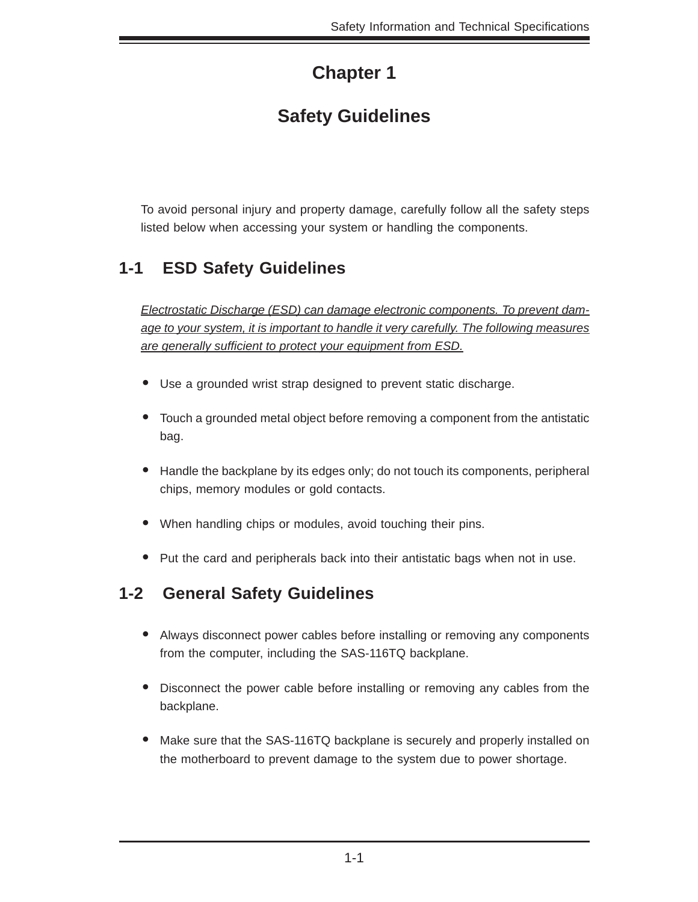# Chapter 1

# Safety Guidelines

To avoid personal injury and property damage, carefully follow all the safety steps listed below when accessing your system or handling the components.

## 1-1 ESD Safety Guidelines

*<u>Electrostatic Discharge (ESD) can damage electronic components. To prevent damage to your system, it is important to handle it very carefully. The following measures are generally sufficient to protect your equipment from ESD.</u>*

- Use a grounded wrist strap designed to prevent static discharge.
- Touch a grounded metal object before removing a component from the antistatic bag.
- Handle the backplane by its edges only; do not touch its components, peripheral chips, memory modules or gold contacts.
- When handling chips or modules, avoid touching their pins.
- Put the card and peripherals back into their antistatic bags when not in use.

## 1-2 General Safety Guidelines

- Always disconnect power cables before installing or removing any components from the computer, including the SAS-116TQ backplane.
- Disconnect the power cable before installing or removing any cables from the backplane.
- Make sure that the SAS-116TQ backplane is securely and properly installed on the motherboard to prevent damage to the system due to power shortage.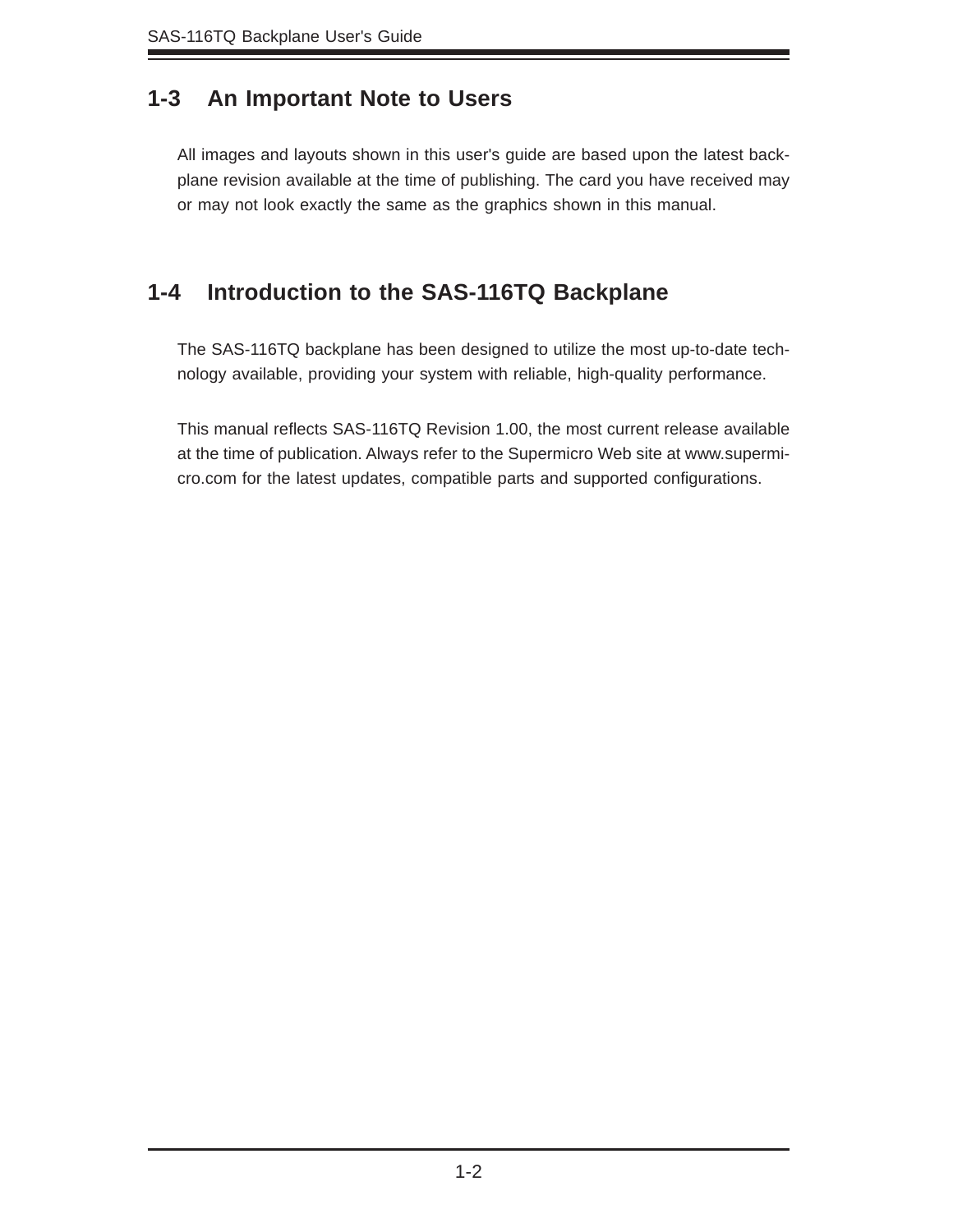## 1-3 An Important Note to Users

All images and layouts shown in this user's guide are based upon the latest backplane revision available at the time of publishing. The card you have received may or may not look exactly the same as the graphics shown in this manual.

## 1-4 Introduction to the SAS-116TQ Backplane

The SAS-116TQ backplane has been designed to utilize the most up-to-date technology available, providing your system with reliable, high-quality performance.

This manual reflects SAS-116TQ Revision 1.00, the most current release available at the time of publication. Always refer to the Supermicro Web site at www.supermicro.com for the latest updates, compatible parts and supported configurations.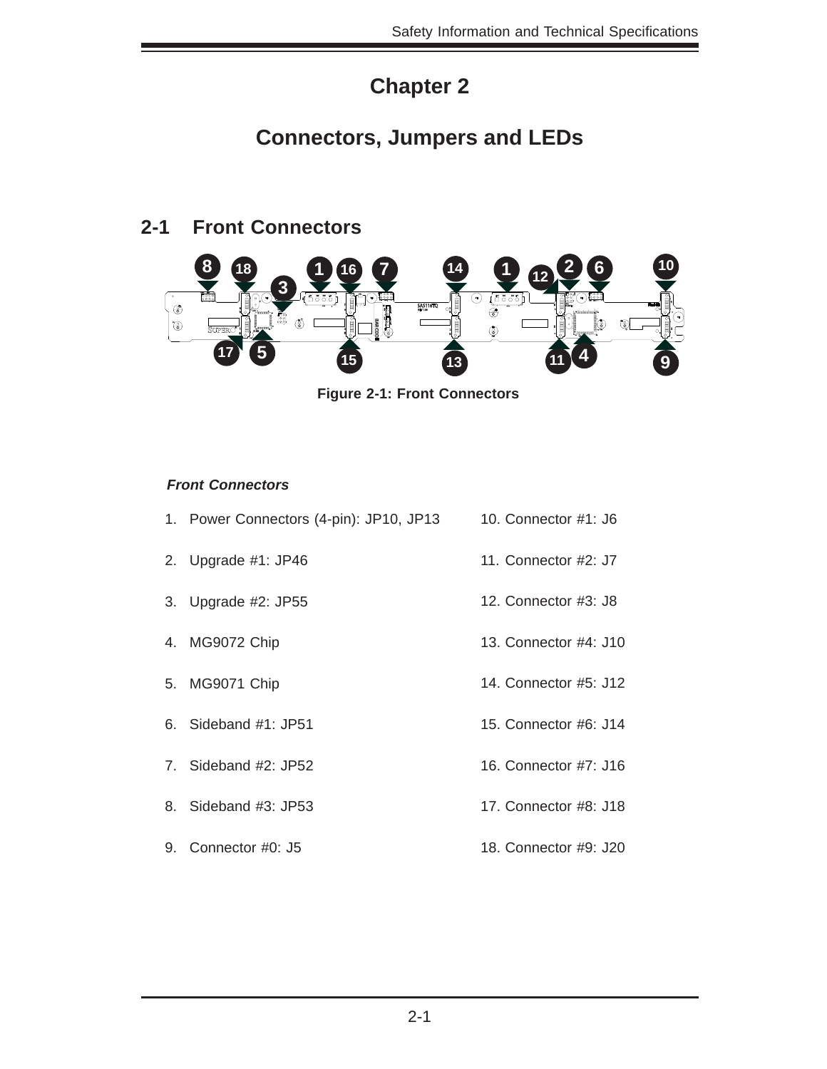# Chapter 2

# Connectors, Jumpers and LEDs

## 2-1 Front Connectors

Figure 2-1: Front Connectors

***Front Connectors***

1. Power Connectors (4-pin): JP10, JP13
2. Upgrade #1: JP46
3. Upgrade #2: JP55
4. MG9072 Chip
5. MG9071 Chip
6. Sideband #1: JP51
7. Sideband #2: JP52
8. Sideband #3: JP53
9. Connector #0: J5
10. Connector #1: J6
11. Connector #2: J7
12. Connector #3: J8
13. Connector #4: J10
14. Connector #5: J12
15. Connector #6: J14
16. Connector #7: J16
17. Connector #8: J18
18. Connector #9: J20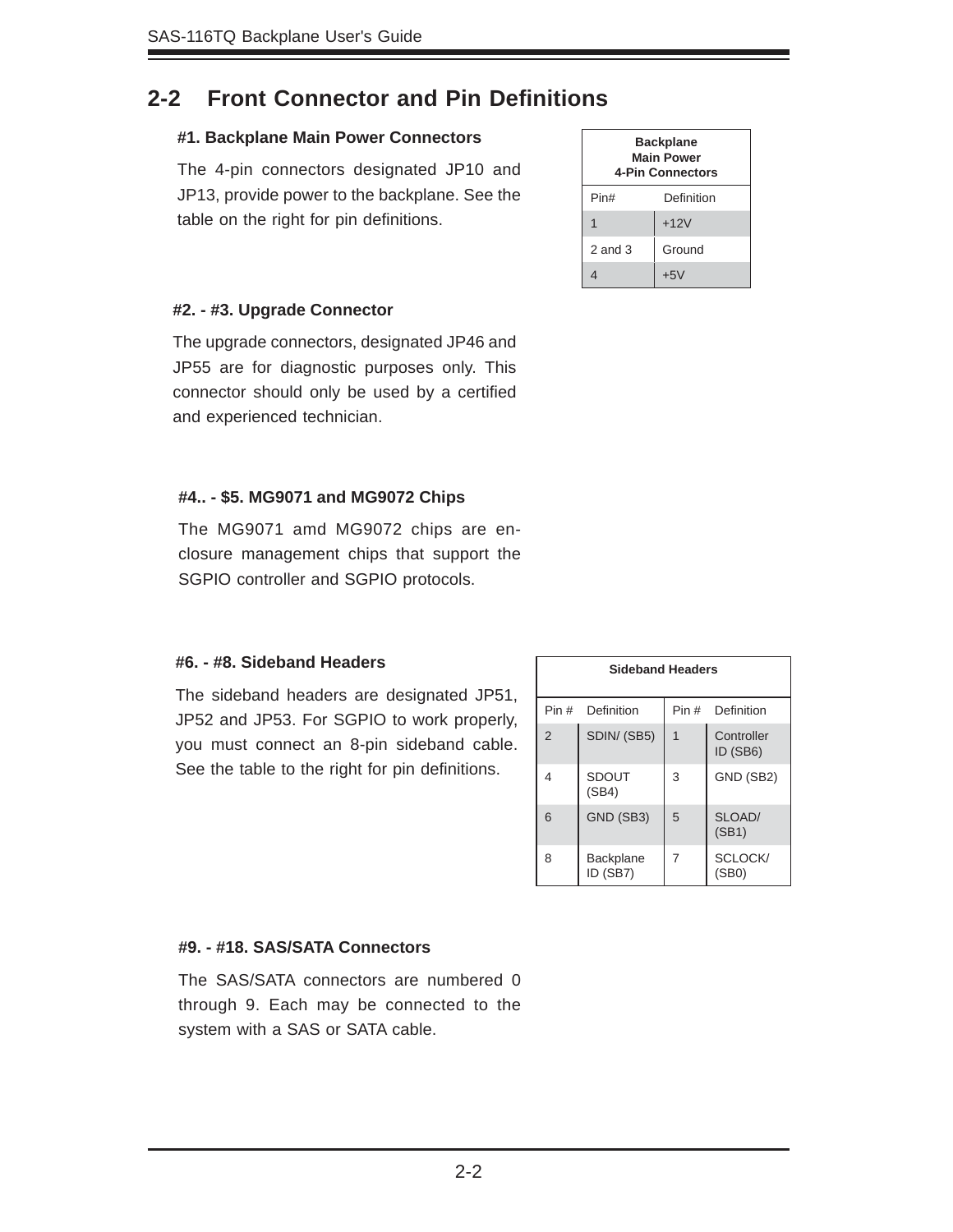## 2-2 Front Connector and Pin Definitions

#### #1. Backplane Main Power Connectors

The 4-pin connectors designated JP10 and JP13, provide power to the backplane. See the table on the right for pin definitions.

| Backplane Main Power 4-Pin Connectors | |
|---|---|
| Pin# | Definition |
| 1 | +12V |
| 2 and 3 | Ground |
| 4 | +5V |

#### #2. - #3. Upgrade Connector

The upgrade connectors, designated JP46 and JP55 are for diagnostic purposes only. This connector should only be used by a certified and experienced technician.

#### #4.. - $5. MG9071 and MG9072 Chips

The MG9071 amd MG9072 chips are enclosure management chips that support the SGPIO controller and SGPIO protocols.

#### #6. - #8. Sideband Headers

The sideband headers are designated JP51, JP52 and JP53. For SGPIO to work properly, you must connect an 8-pin sideband cable. See the table to the right for pin definitions.

| Sideband Headers | | | |
|---|---|---|---|
| Pin # | Definition | Pin # | Definition |
| 2 | SDIN/ (SB5) | 1 | Controller ID (SB6) |
| 4 | SDOUT (SB4) | 3 | GND (SB2) |
| 6 | GND (SB3) | 5 | SLOAD/ (SB1) |
| 8 | Backplane ID (SB7) | 7 | SCLOCK/ (SB0) |

#### #9. - #18. SAS/SATA Connectors

The SAS/SATA connectors are numbered 0 through 9. Each may be connected to the system with a SAS or SATA cable.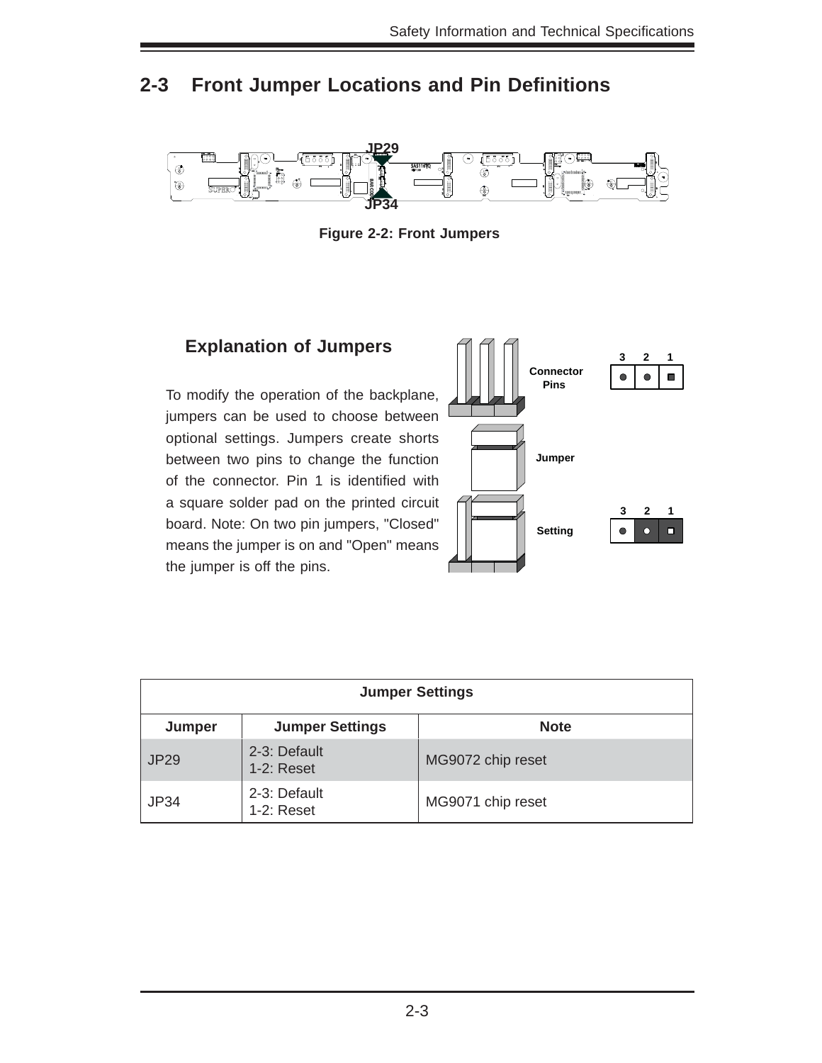## 2-3 Front Jumper Locations and Pin Definitions

Figure 2-2: Front Jumpers

### Explanation of Jumpers

To modify the operation of the backplane, jumpers can be used to choose between optional settings. Jumpers create shorts between two pins to change the function of the connector. Pin 1 is identified with a square solder pad on the printed circuit board. Note: On two pin jumpers, "Closed" means the jumper is on and "Open" means the jumper is off the pins.

| Jumper Settings | | |
|---|---|---|
| **Jumper** | **Jumper Settings** | **Note** |
| JP29 | 2-3: Default<br>1-2: Reset | MG9072 chip reset |
| JP34 | 2-3: Default<br>1-2: Reset | MG9071 chip reset |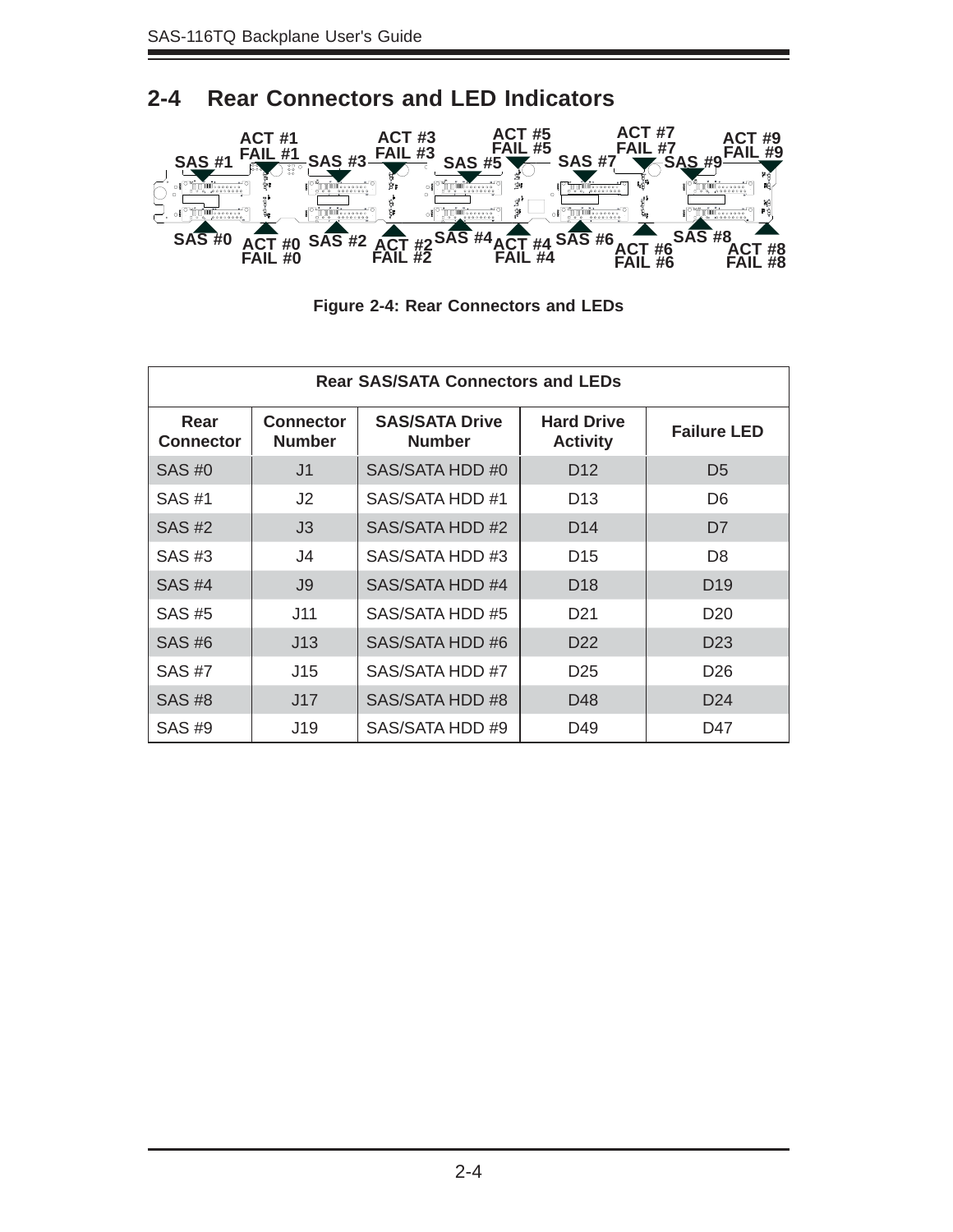## 2-4 Rear Connectors and LED Indicators

**Figure 2-4: Rear Connectors and LEDs**

| Rear SAS/SATA Connectors and LEDs | | | | |
|---|---|---|---|---|
| **Rear Connector** | **Connector Number** | **SAS/SATA Drive Number** | **Hard Drive Activity** | **Failure LED** |
| SAS #0 | J1 | SAS/SATA HDD #0 | D12 | D5 |
| SAS #1 | J2 | SAS/SATA HDD #1 | D13 | D6 |
| SAS #2 | J3 | SAS/SATA HDD #2 | D14 | D7 |
| SAS #3 | J4 | SAS/SATA HDD #3 | D15 | D8 |
| SAS #4 | J9 | SAS/SATA HDD #4 | D18 | D19 |
| SAS #5 | J11 | SAS/SATA HDD #5 | D21 | D20 |
| SAS #6 | J13 | SAS/SATA HDD #6 | D22 | D23 |
| SAS #7 | J15 | SAS/SATA HDD #7 | D25 | D26 |
| SAS #8 | J17 | SAS/SATA HDD #8 | D48 | D24 |
| SAS #9 | J19 | SAS/SATA HDD #9 | D49 | D47 |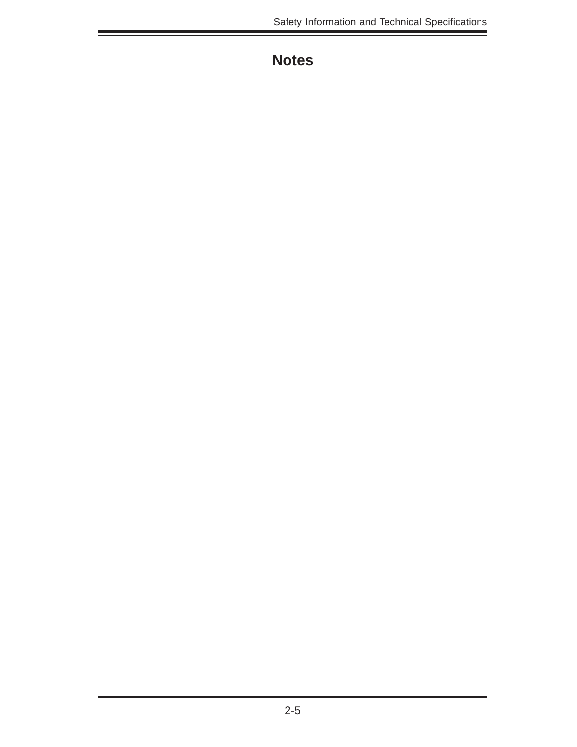# Notes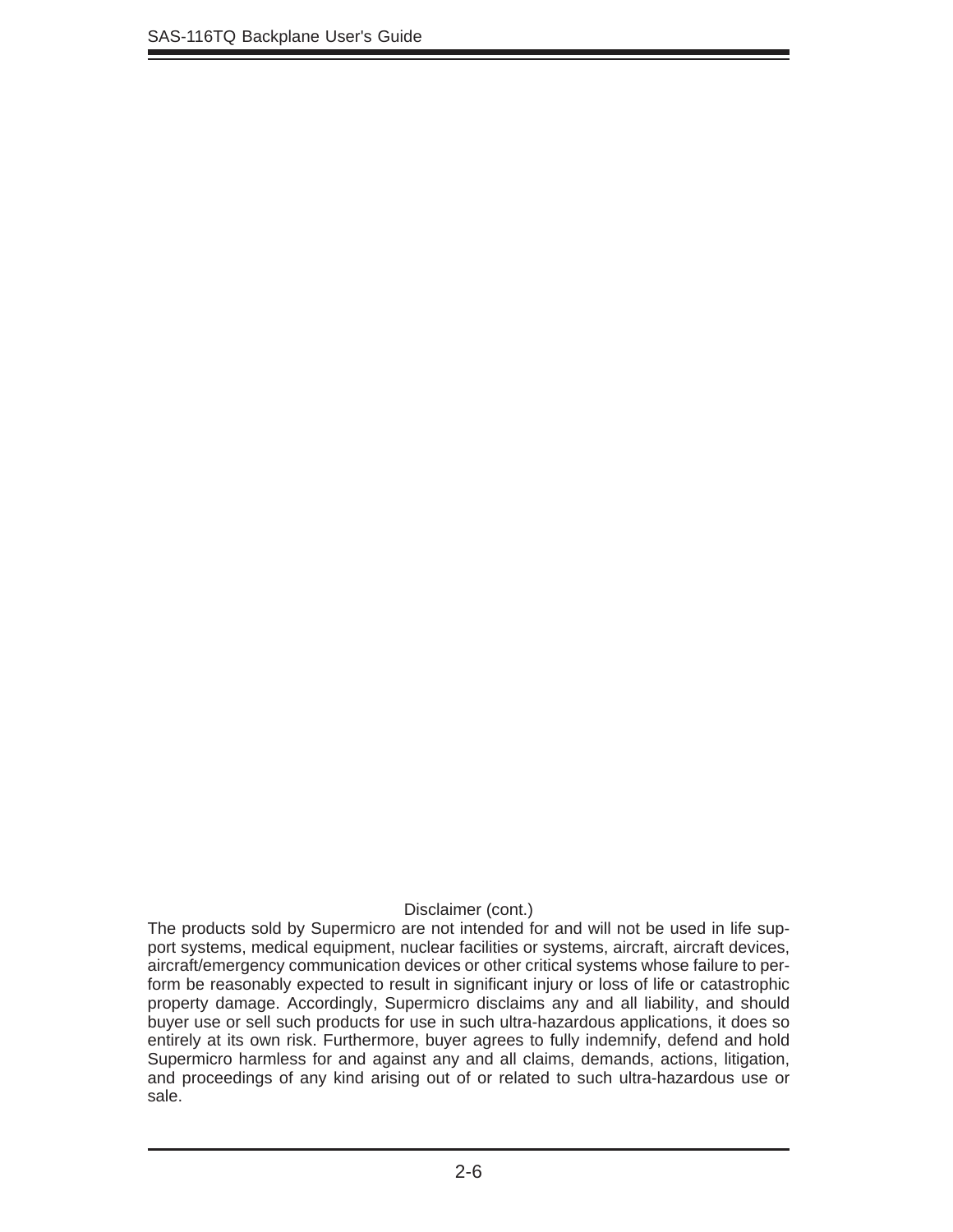Disclaimer (cont.)

The products sold by Supermicro are not intended for and will not be used in life support systems, medical equipment, nuclear facilities or systems, aircraft, aircraft devices, aircraft/emergency communication devices or other critical systems whose failure to perform be reasonably expected to result in significant injury or loss of life or catastrophic property damage. Accordingly, Supermicro disclaims any and all liability, and should buyer use or sell such products for use in such ultra-hazardous applications, it does so entirely at its own risk. Furthermore, buyer agrees to fully indemnify, defend and hold Supermicro harmless for and against any and all claims, demands, actions, litigation, and proceedings of any kind arising out of or related to such ultra-hazardous use or sale.